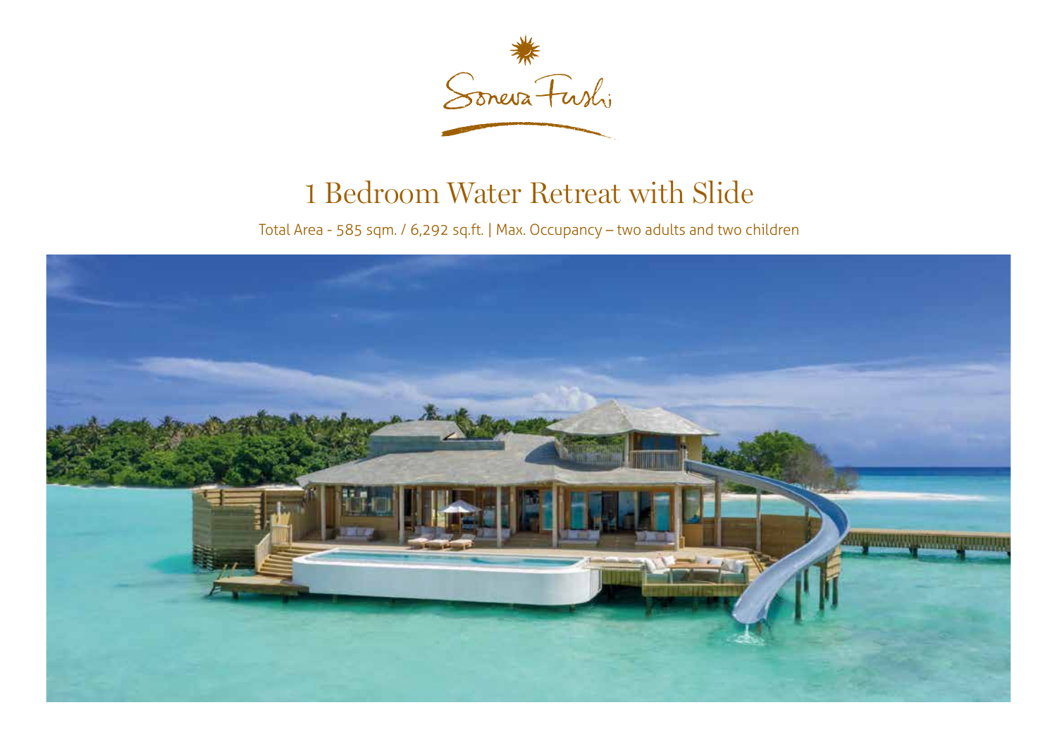Soneva Fushi

# 1 Bedroom Water Retreat with Slide

Total Area - 585 sqm. / 6,292 sq.ft. | Max. Occupancy – two adults and two children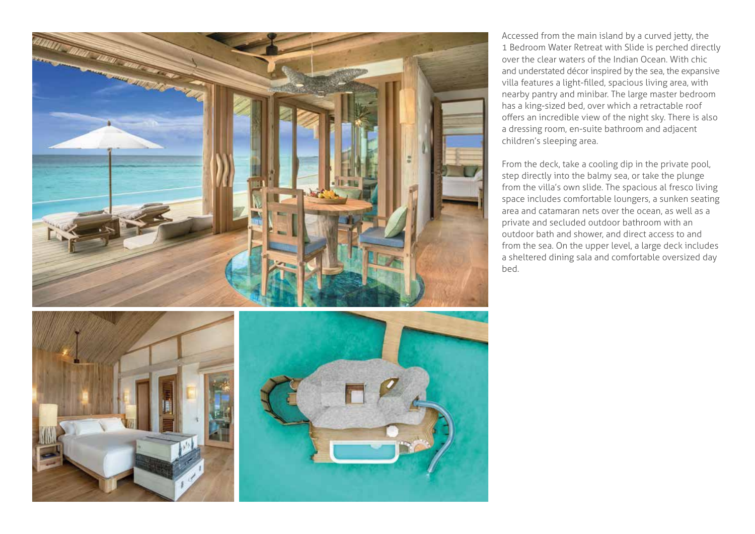Accessed from the main island by a curved jetty, the 1 Bedroom Water Retreat with Slide is perched directly over the clear waters of the Indian Ocean. With chic and understated décor inspired by the sea, the expansive villa features a light-filled, spacious living area, with nearby pantry and minibar. The large master bedroom has a king-sized bed, over which a retractable roof offers an incredible view of the night sky. There is also a dressing room, en-suite bathroom and adjacent children's sleeping area.

From the deck, take a cooling dip in the private pool, step directly into the balmy sea, or take the plunge from the villa's own slide. The spacious al fresco living space includes comfortable loungers, a sunken seating area and catamaran nets over the ocean, as well as a private and secluded outdoor bathroom with an outdoor bath and shower, and direct access to and from the sea. On the upper level, a large deck includes a sheltered dining sala and comfortable oversized day bed.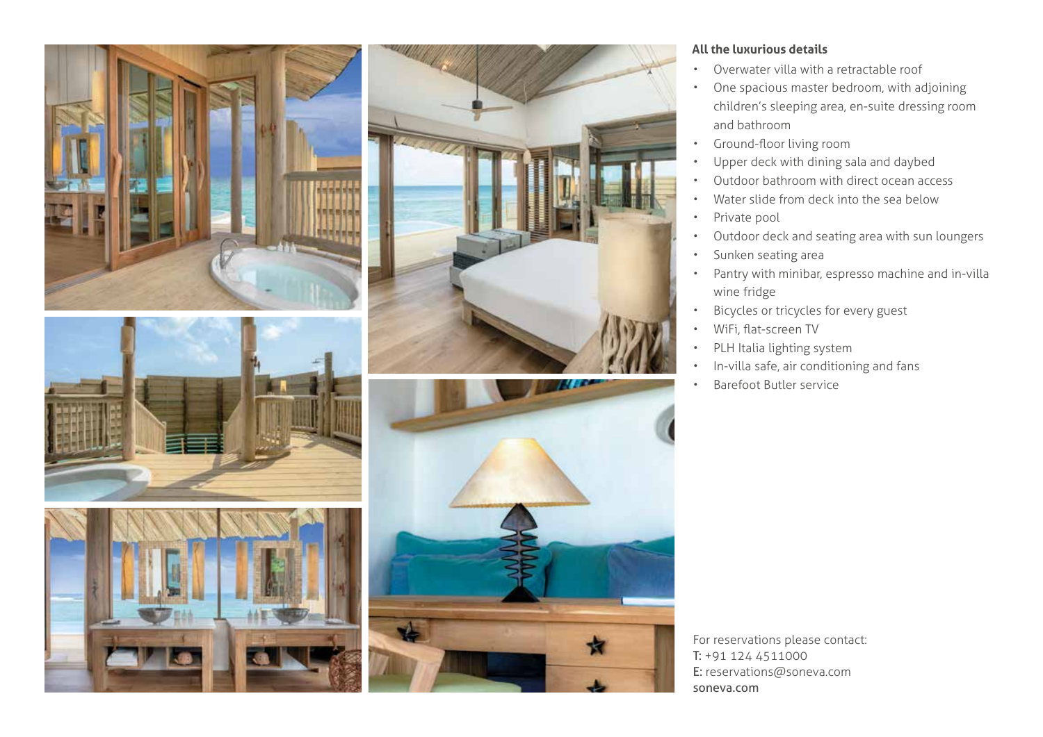**All the luxurious details**

- Overwater villa with a retractable roof
- One spacious master bedroom, with adjoining children's sleeping area, en-suite dressing room and bathroom
- Ground-floor living room
- Upper deck with dining sala and daybed
- Outdoor bathroom with direct ocean access
- Water slide from deck into the sea below
- Private pool
- Outdoor deck and seating area with sun loungers
- Sunken seating area
- Pantry with minibar, espresso machine and in-villa wine fridge
- Bicycles or tricycles for every guest
- WiFi, flat-screen TV
- PLH Italia lighting system
- In-villa safe, air conditioning and fans
- Barefoot Butler service

For reservations please contact:
T: +91 124 4511000
E: reservations@soneva.com
soneva.com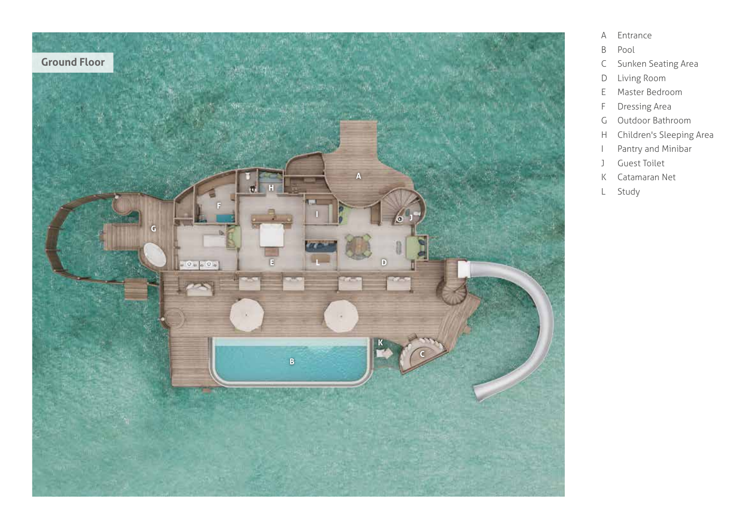## Ground Floor

- A Entrance
- B Pool
- C Sunken Seating Area
- D Living Room
- E Master Bedroom
- F Dressing Area
- G Outdoor Bathroom
- H Children's Sleeping Area
- I Pantry and Minibar
- J Guest Toilet
- K Catamaran Net
- L Study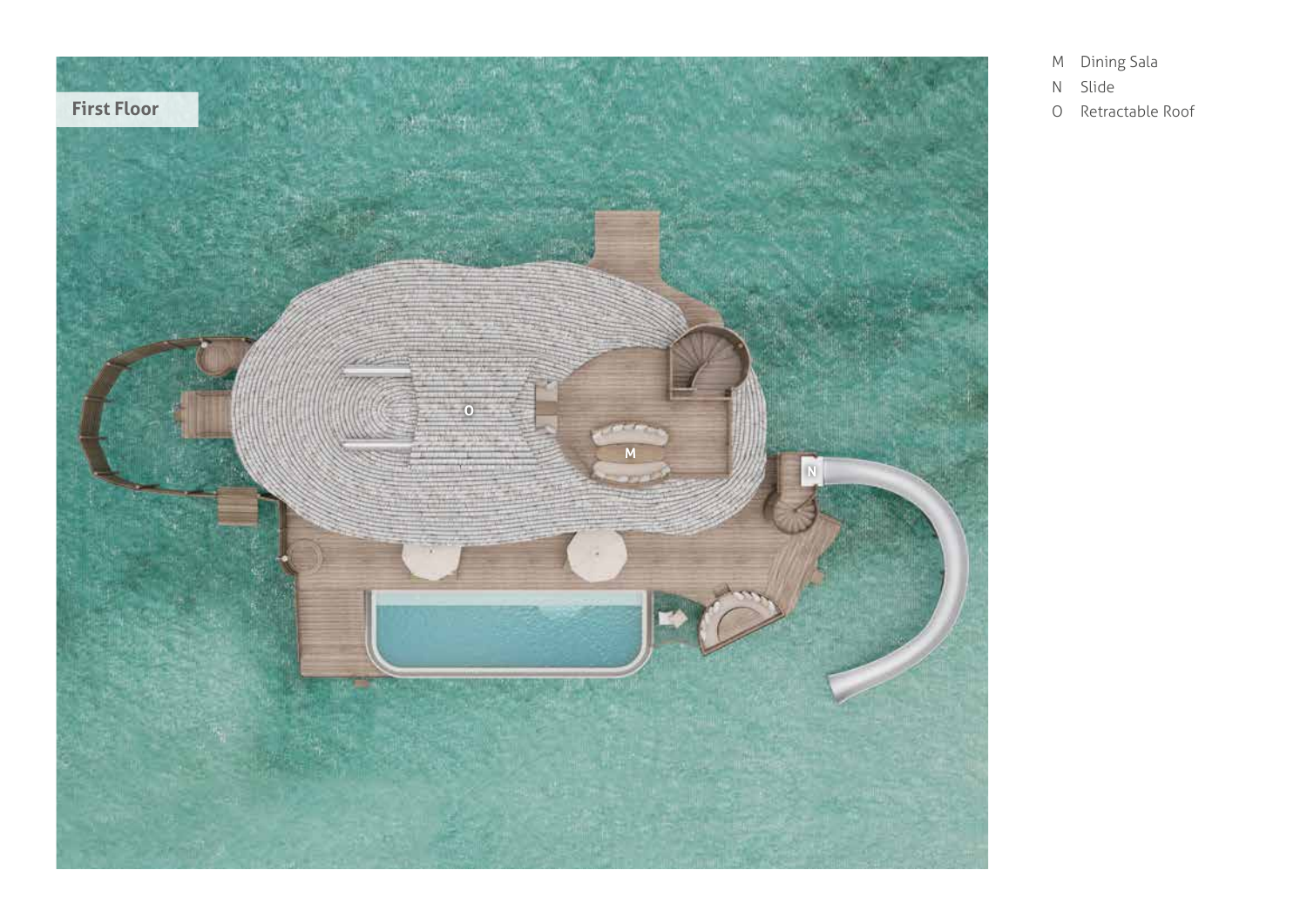First Floor

O

M

N

- M Dining Sala
- N Slide
- O Retractable Roof